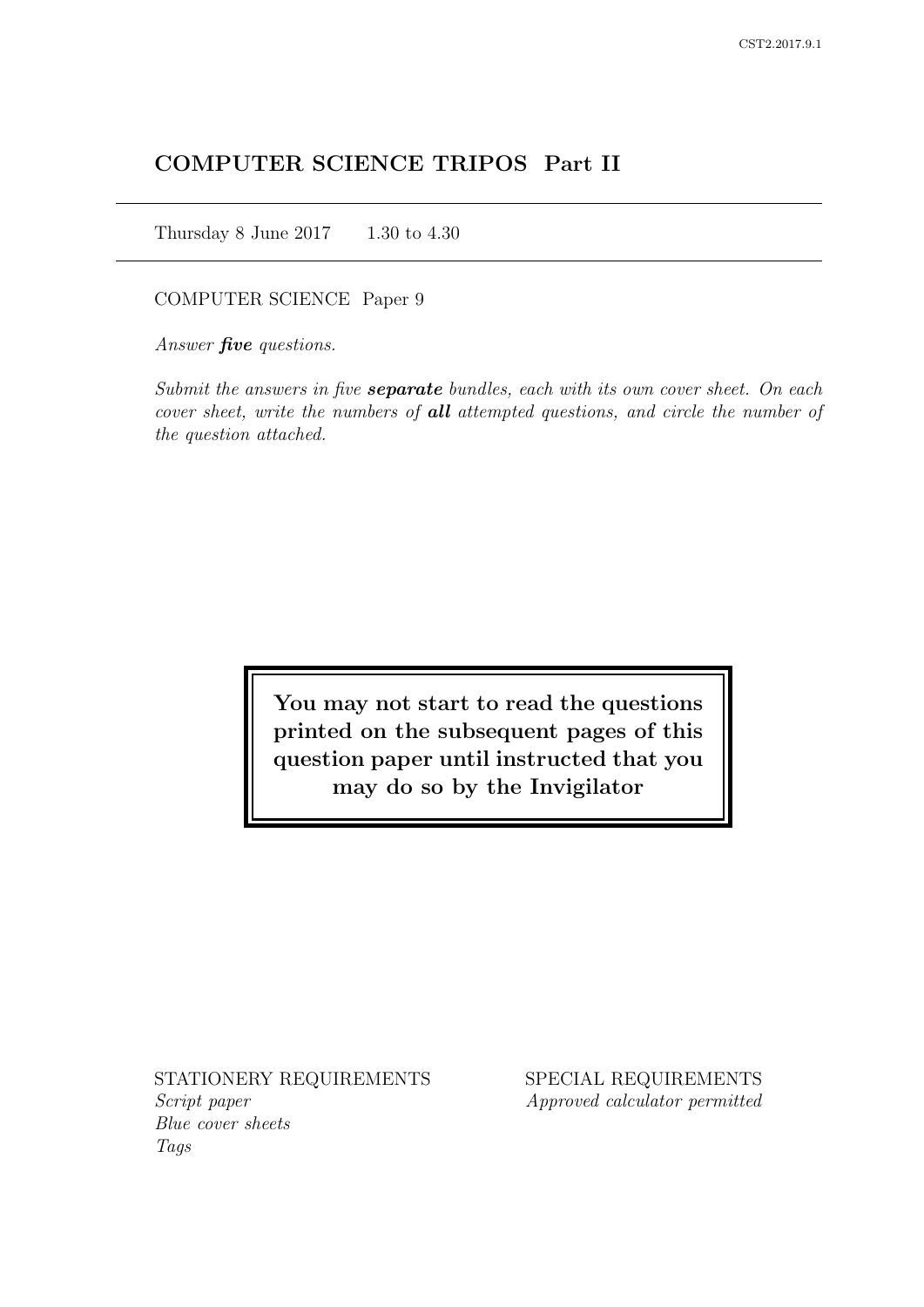# COMPUTER SCIENCE TRIPOS Part II

Thursday 8 June 2017    1.30 to 4.30

COMPUTER SCIENCE Paper 9

*Answer **five** questions.*

*Submit the answers in five **separate** bundles, each with its own cover sheet. On each cover sheet, write the numbers of **all** attempted questions, and circle the number of the question attached.*

**You may not start to read the questions printed on the subsequent pages of this question paper until instructed that you may do so by the Invigilator**

STATIONERY REQUIREMENTS
*Script paper*
*Blue cover sheets*
*Tags*

SPECIAL REQUIREMENTS
*Approved calculator permitted*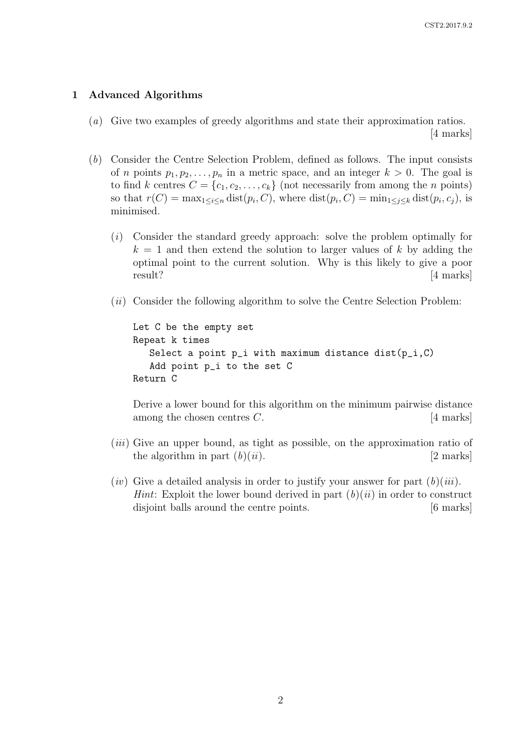## 1 Advanced Algorithms

(*a*) Give two examples of greedy algorithms and state their approximation ratios. [4 marks]

(*b*) Consider the Centre Selection Problem, defined as follows. The input consists of $n$ points $p_1, p_2, \ldots, p_n$ in a metric space, and an integer $k > 0$. The goal is to find $k$ centres $C = \{c_1, c_2, \ldots, c_k\}$ (not necessarily from among the $n$ points) so that $r(C) = \max_{1 \leq i \leq n} \text{dist}(p_i, C)$, where $\text{dist}(p_i, C) = \min_{1 \leq j \leq k} \text{dist}(p_i, c_j)$, is minimised.

(*i*) Consider the standard greedy approach: solve the problem optimally for $k = 1$ and then extend the solution to larger values of $k$ by adding the optimal point to the current solution. Why is this likely to give a poor result? [4 marks]

(*ii*) Consider the following algorithm to solve the Centre Selection Problem:

```
Let C be the empty set
Repeat k times
   Select a point p_i with maximum distance dist(p_i,C)
   Add point p_i to the set C
Return C
```

Derive a lower bound for this algorithm on the minimum pairwise distance among the chosen centres $C$. [4 marks]

(*iii*) Give an upper bound, as tight as possible, on the approximation ratio of the algorithm in part (*b*)(*ii*). [2 marks]

(*iv*) Give a detailed analysis in order to justify your answer for part (*b*)(*iii*). *Hint*: Exploit the lower bound derived in part (*b*)(*ii*) in order to construct disjoint balls around the centre points. [6 marks]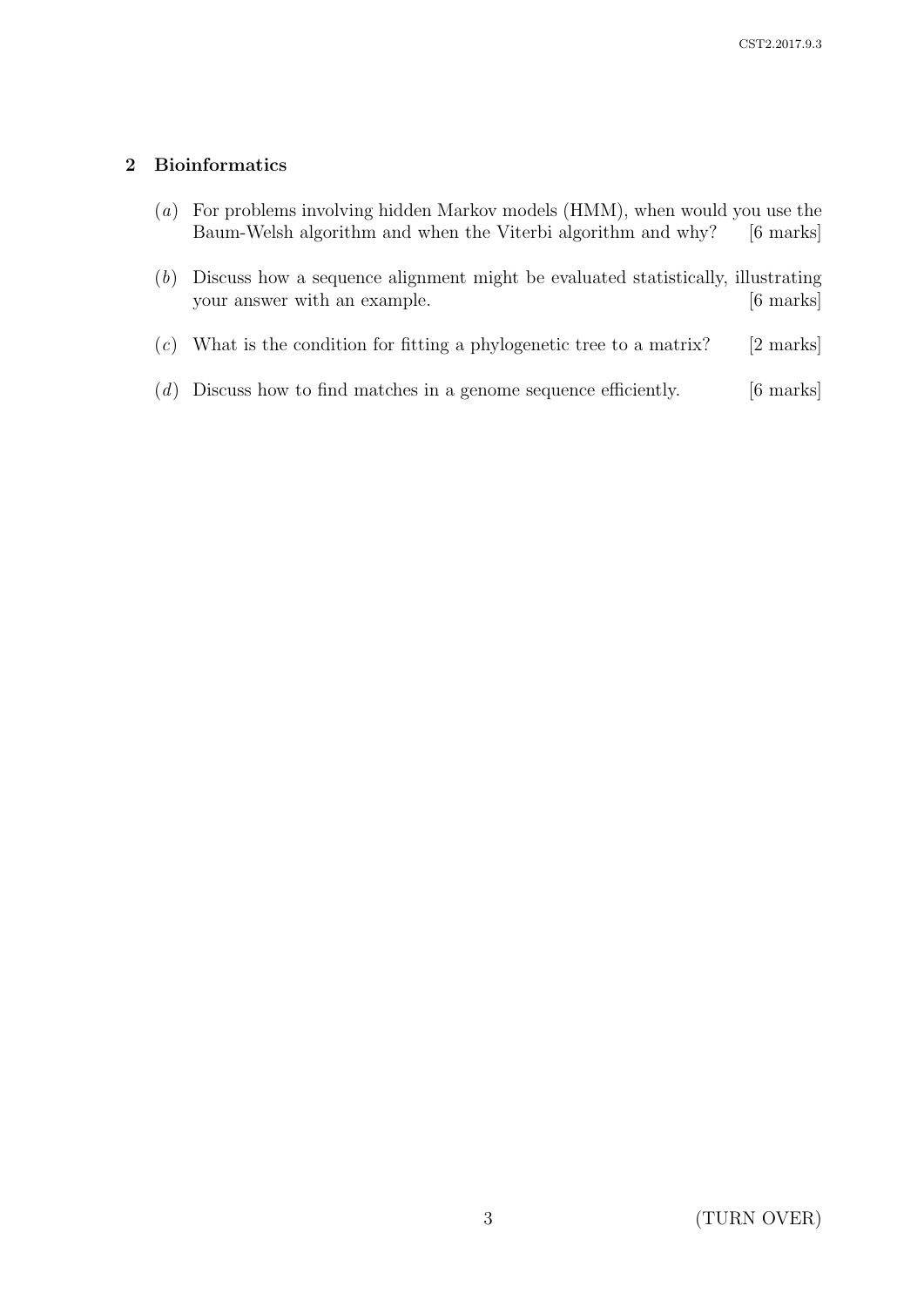## 2 Bioinformatics

(*a*) For problems involving hidden Markov models (HMM), when would you use the Baum-Welsh algorithm and when the Viterbi algorithm and why? [6 marks]

(*b*) Discuss how a sequence alignment might be evaluated statistically, illustrating your answer with an example. [6 marks]

(*c*) What is the condition for fitting a phylogenetic tree to a matrix? [2 marks]

(*d*) Discuss how to find matches in a genome sequence efficiently. [6 marks]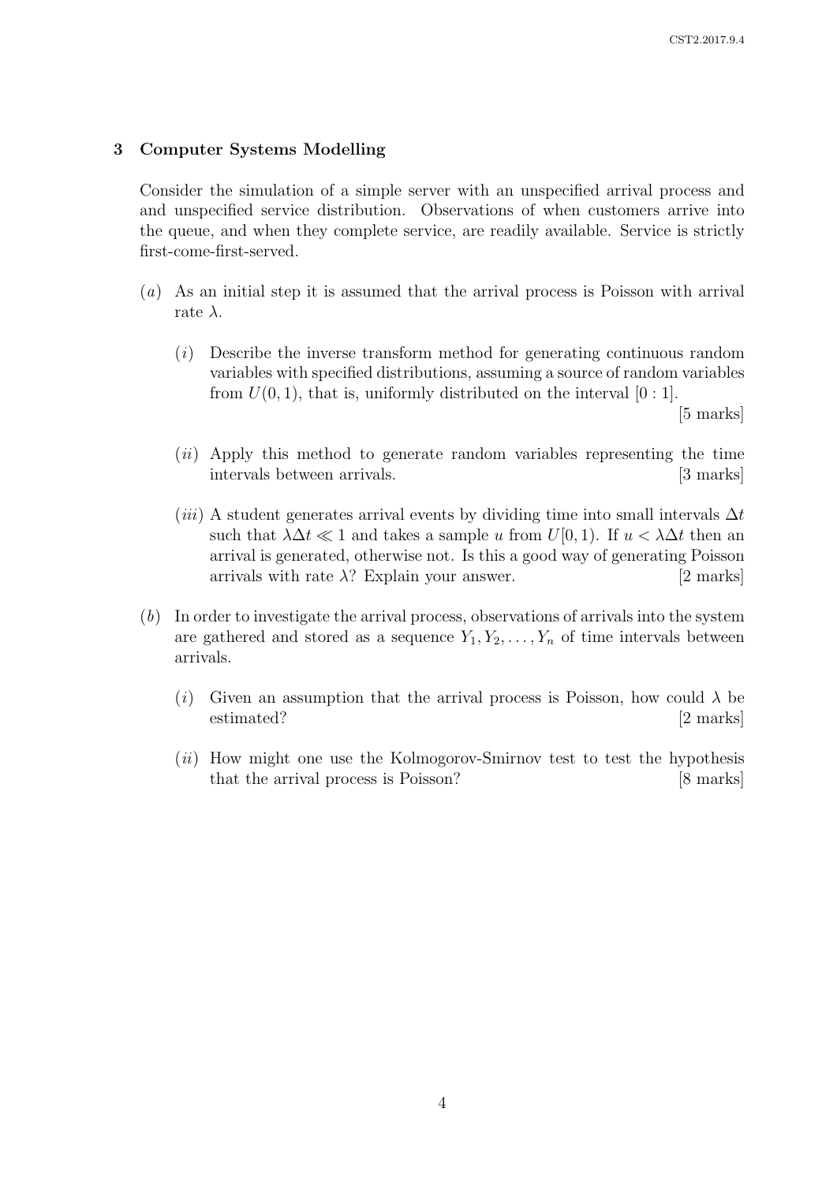## 3 Computer Systems Modelling

Consider the simulation of a simple server with an unspecified arrival process and and unspecified service distribution. Observations of when customers arrive into the queue, and when they complete service, are readily available. Service is strictly first-come-first-served.

(*a*) As an initial step it is assumed that the arrival process is Poisson with arrival rate $\lambda$.

(*i*) Describe the inverse transform method for generating continuous random variables with specified distributions, assuming a source of random variables from $U(0, 1)$, that is, uniformly distributed on the interval $[0 : 1]$. [5 marks]

(*ii*) Apply this method to generate random variables representing the time intervals between arrivals. [3 marks]

(*iii*) A student generates arrival events by dividing time into small intervals $\Delta t$ such that $\lambda \Delta t \ll 1$ and takes a sample $u$ from $U[0, 1)$. If $u < \lambda \Delta t$ then an arrival is generated, otherwise not. Is this a good way of generating Poisson arrivals with rate $\lambda$? Explain your answer. [2 marks]

(*b*) In order to investigate the arrival process, observations of arrivals into the system are gathered and stored as a sequence $Y_1, Y_2, \ldots, Y_n$ of time intervals between arrivals.

(*i*) Given an assumption that the arrival process is Poisson, how could $\lambda$ be estimated? [2 marks]

(*ii*) How might one use the Kolmogorov-Smirnov test to test the hypothesis that the arrival process is Poisson? [8 marks]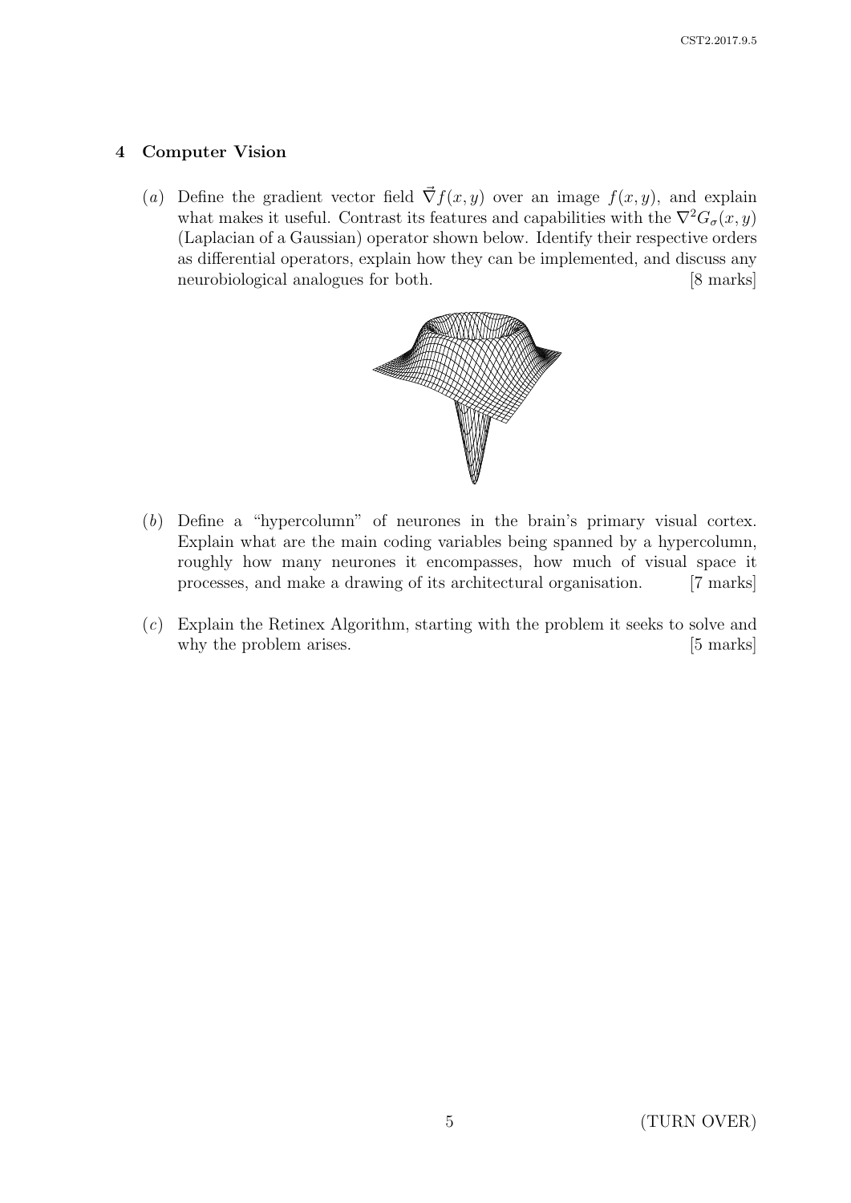## 4 Computer Vision

(*a*) Define the gradient vector field $\vec{\nabla} f(x, y)$ over an image $f(x, y)$, and explain what makes it useful. Contrast its features and capabilities with the $\nabla^2 G_\sigma(x, y)$ (Laplacian of a Gaussian) operator shown below. Identify their respective orders as differential operators, explain how they can be implemented, and discuss any neurobiological analogues for both. [8 marks]

(*b*) Define a "hypercolumn" of neurones in the brain's primary visual cortex. Explain what are the main coding variables being spanned by a hypercolumn, roughly how many neurones it encompasses, how much of visual space it processes, and make a drawing of its architectural organisation. [7 marks]

(*c*) Explain the Retinex Algorithm, starting with the problem it seeks to solve and why the problem arises. [5 marks]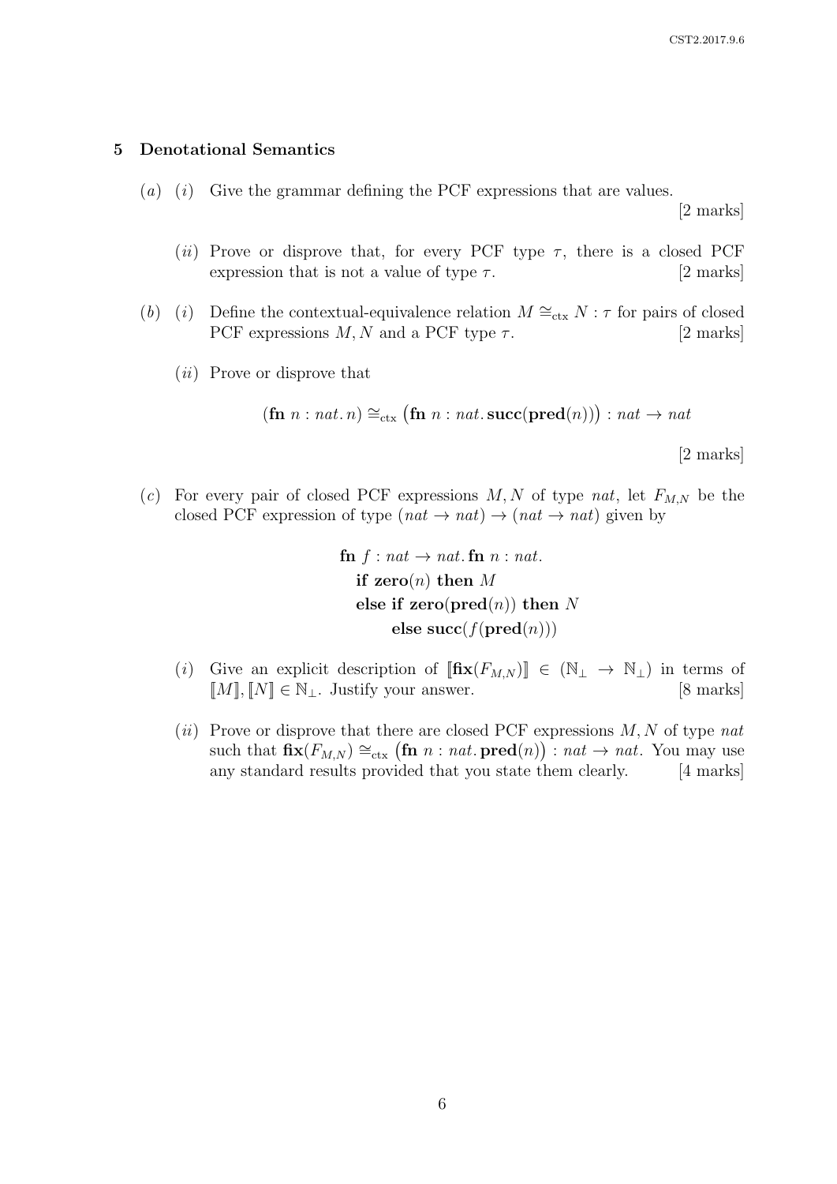## 5 Denotational Semantics

(*a*) (*i*) Give the grammar defining the PCF expressions that are values. [2 marks]

(*ii*) Prove or disprove that, for every PCF type $\tau$, there is a closed PCF expression that is not a value of type $\tau$. [2 marks]

(*b*) (*i*) Define the contextual-equivalence relation $M \cong_{\text{ctx}} N : \tau$ for pairs of closed PCF expressions $M, N$ and a PCF type $\tau$. [2 marks]

(*ii*) Prove or disprove that

$$(\mathbf{fn}\ n : nat.\, n) \cong_{\text{ctx}} \big(\mathbf{fn}\ n : nat.\, \mathbf{succ}(\mathbf{pred}(n))\big) : nat \to nat$$

[2 marks]

(*c*) For every pair of closed PCF expressions $M, N$ of type $nat$, let $F_{M,N}$ be the closed PCF expression of type $(nat \to nat) \to (nat \to nat)$ given by

$$\begin{array}{l}
\mathbf{fn}\ f : nat \to nat.\, \mathbf{fn}\ n : nat. \\
\quad \mathbf{if}\ \mathbf{zero}(n)\ \mathbf{then}\ M \\
\quad \mathbf{else}\ \mathbf{if}\ \mathbf{zero}(\mathbf{pred}(n))\ \mathbf{then}\ N \\
\quad\quad \mathbf{else}\ \mathbf{succ}(f(\mathbf{pred}(n)))
\end{array}$$

(*i*) Give an explicit description of $[\![\mathbf{fix}(F_{M,N})]\!] \in (\mathbb{N}_\perp \to \mathbb{N}_\perp)$ in terms of $[\![M]\!], [\![N]\!] \in \mathbb{N}_\perp$. Justify your answer. [8 marks]

(*ii*) Prove or disprove that there are closed PCF expressions $M, N$ of type $nat$ such that $\mathbf{fix}(F_{M,N}) \cong_{\text{ctx}} \big(\mathbf{fn}\ n : nat.\, \mathbf{pred}(n)\big) : nat \to nat$. You may use any standard results provided that you state them clearly. [4 marks]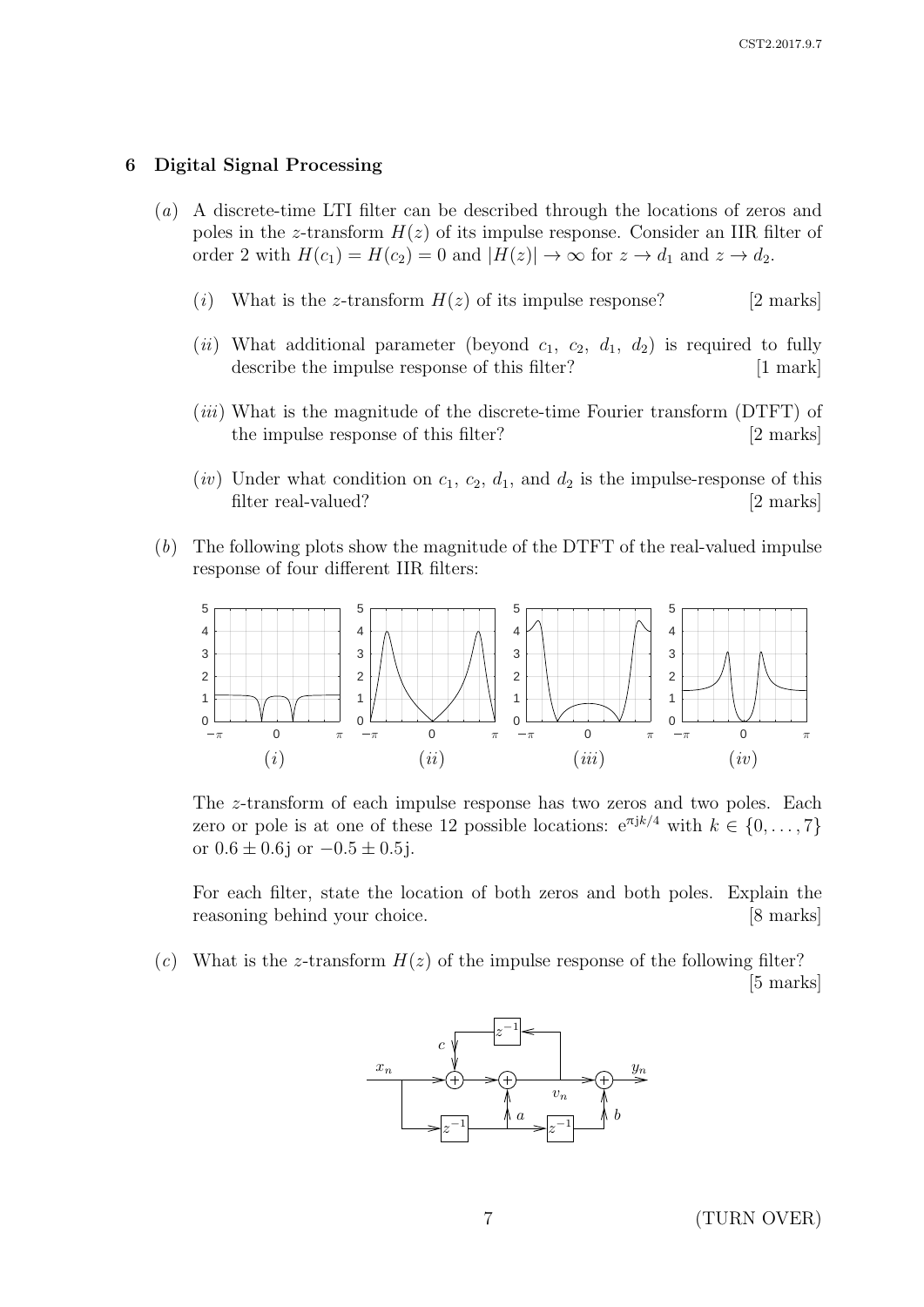## 6 Digital Signal Processing

(*a*) A discrete-time LTI filter can be described through the locations of zeros and poles in the $z$-transform $H(z)$ of its impulse response. Consider an IIR filter of order 2 with $H(c_1) = H(c_2) = 0$ and $|H(z)| \to \infty$ for $z \to d_1$ and $z \to d_2$.

(*i*) What is the $z$-transform $H(z)$ of its impulse response? [2 marks]

(*ii*) What additional parameter (beyond $c_1$, $c_2$, $d_1$, $d_2$) is required to fully describe the impulse response of this filter? [1 mark]

(*iii*) What is the magnitude of the discrete-time Fourier transform (DTFT) of the impulse response of this filter? [2 marks]

(*iv*) Under what condition on $c_1$, $c_2$, $d_1$, and $d_2$ is the impulse-response of this filter real-valued? [2 marks]

(*b*) The following plots show the magnitude of the DTFT of the real-valued impulse response of four different IIR filters:

(*i*) (*ii*) (*iii*) (*iv*)

The $z$-transform of each impulse response has two zeros and two poles. Each zero or pole is at one of these 12 possible locations: $e^{\pi j k/4}$ with $k \in \{0, \ldots, 7\}$ or $0.6 \pm 0.6j$ or $-0.5 \pm 0.5j$.

For each filter, state the location of both zeros and both poles. Explain the reasoning behind your choice. [8 marks]

(*c*) What is the $z$-transform $H(z)$ of the impulse response of the following filter? [5 marks]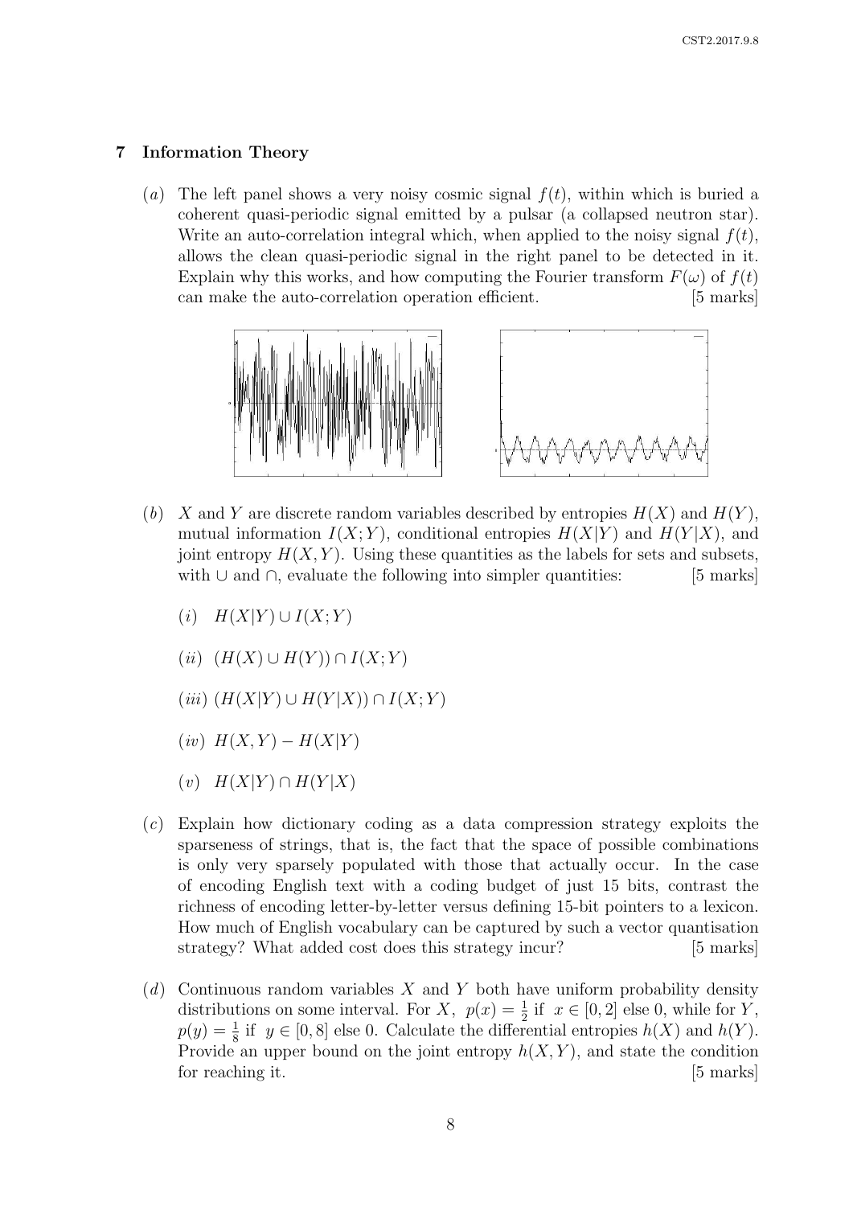## 7 Information Theory

(*a*) The left panel shows a very noisy cosmic signal $f(t)$, within which is buried a coherent quasi-periodic signal emitted by a pulsar (a collapsed neutron star). Write an auto-correlation integral which, when applied to the noisy signal $f(t)$, allows the clean quasi-periodic signal in the right panel to be detected in it. Explain why this works, and how computing the Fourier transform $F(\omega)$ of $f(t)$ can make the auto-correlation operation efficient. [5 marks]

(*b*) $X$ and $Y$ are discrete random variables described by entropies $H(X)$ and $H(Y)$, mutual information $I(X;Y)$, conditional entropies $H(X|Y)$ and $H(Y|X)$, and joint entropy $H(X,Y)$. Using these quantities as the labels for sets and subsets, with $\cup$ and $\cap$, evaluate the following into simpler quantities: [5 marks]

(*i*) $H(X|Y) \cup I(X;Y)$

(*ii*) $(H(X) \cup H(Y)) \cap I(X;Y)$

(*iii*) $(H(X|Y) \cup H(Y|X)) \cap I(X;Y)$

(*iv*) $H(X,Y) - H(X|Y)$

(*v*) $H(X|Y) \cap H(Y|X)$

(*c*) Explain how dictionary coding as a data compression strategy exploits the sparseness of strings, that is, the fact that the space of possible combinations is only very sparsely populated with those that actually occur. In the case of encoding English text with a coding budget of just 15 bits, contrast the richness of encoding letter-by-letter versus defining 15-bit pointers to a lexicon. How much of English vocabulary can be captured by such a vector quantisation strategy? What added cost does this strategy incur? [5 marks]

(*d*) Continuous random variables $X$ and $Y$ both have uniform probability density distributions on some interval. For $X$, $p(x) = \frac{1}{2}$ if $x \in [0, 2]$ else 0, while for $Y$, $p(y) = \frac{1}{8}$ if $y \in [0, 8]$ else 0. Calculate the differential entropies $h(X)$ and $h(Y)$. Provide an upper bound on the joint entropy $h(X,Y)$, and state the condition for reaching it. [5 marks]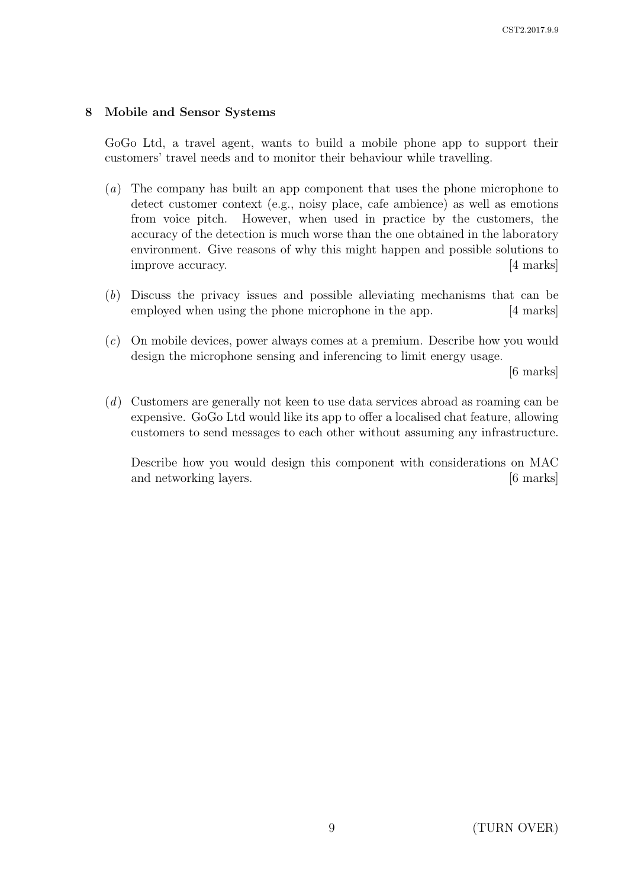## 8 Mobile and Sensor Systems

GoGo Ltd, a travel agent, wants to build a mobile phone app to support their customers' travel needs and to monitor their behaviour while travelling.

(*a*) The company has built an app component that uses the phone microphone to detect customer context (e.g., noisy place, cafe ambience) as well as emotions from voice pitch. However, when used in practice by the customers, the accuracy of the detection is much worse than the one obtained in the laboratory environment. Give reasons of why this might happen and possible solutions to improve accuracy. [4 marks]

(*b*) Discuss the privacy issues and possible alleviating mechanisms that can be employed when using the phone microphone in the app. [4 marks]

(*c*) On mobile devices, power always comes at a premium. Describe how you would design the microphone sensing and inferencing to limit energy usage. [6 marks]

(*d*) Customers are generally not keen to use data services abroad as roaming can be expensive. GoGo Ltd would like its app to offer a localised chat feature, allowing customers to send messages to each other without assuming any infrastructure.

Describe how you would design this component with considerations on MAC and networking layers. [6 marks]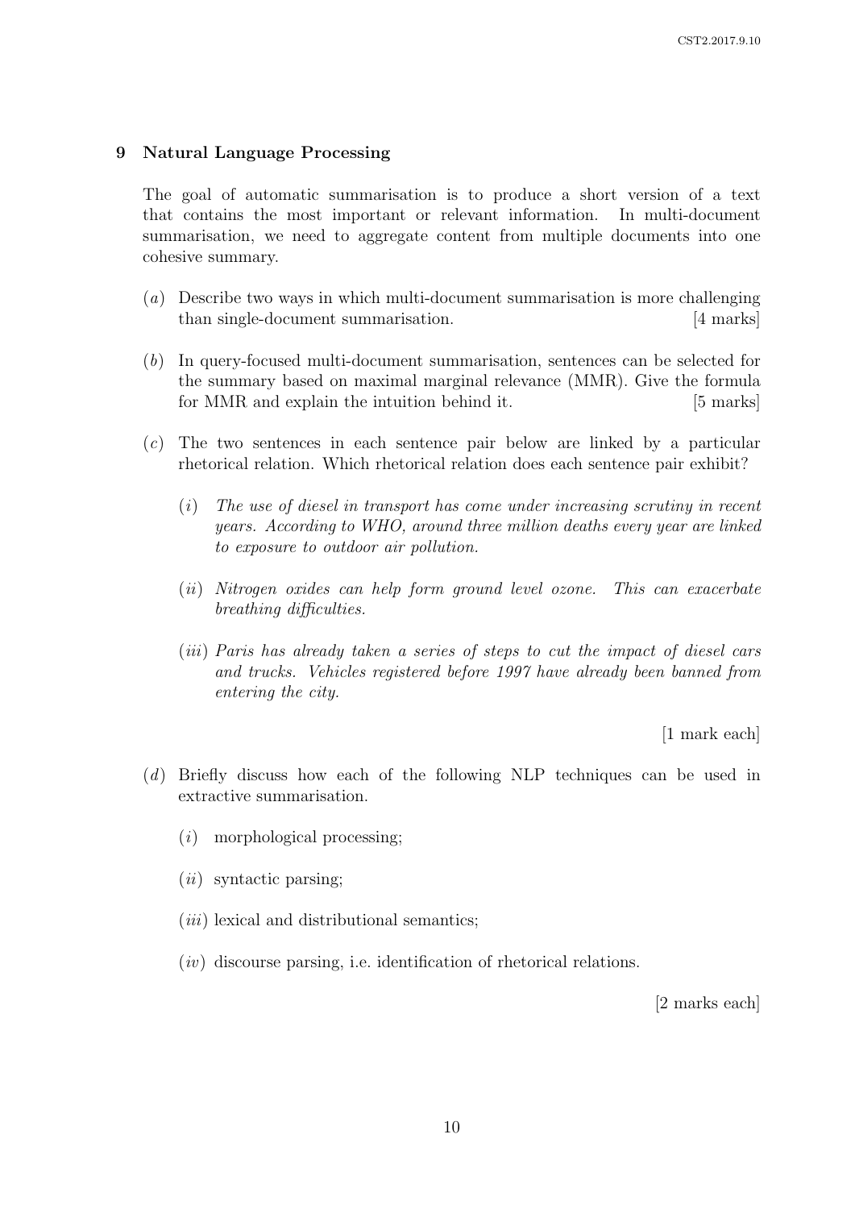## 9 Natural Language Processing

The goal of automatic summarisation is to produce a short version of a text that contains the most important or relevant information. In multi-document summarisation, we need to aggregate content from multiple documents into one cohesive summary.

(*a*) Describe two ways in which multi-document summarisation is more challenging than single-document summarisation. [4 marks]

(*b*) In query-focused multi-document summarisation, sentences can be selected for the summary based on maximal marginal relevance (MMR). Give the formula for MMR and explain the intuition behind it. [5 marks]

(*c*) The two sentences in each sentence pair below are linked by a particular rhetorical relation. Which rhetorical relation does each sentence pair exhibit?

- (*i*) *The use of diesel in transport has come under increasing scrutiny in recent years. According to WHO, around three million deaths every year are linked to exposure to outdoor air pollution.*

- (*ii*) *Nitrogen oxides can help form ground level ozone. This can exacerbate breathing difficulties.*

- (*iii*) *Paris has already taken a series of steps to cut the impact of diesel cars and trucks. Vehicles registered before 1997 have already been banned from entering the city.*

[1 mark each]

(*d*) Briefly discuss how each of the following NLP techniques can be used in extractive summarisation.

- (*i*) morphological processing;

- (*ii*) syntactic parsing;

- (*iii*) lexical and distributional semantics;

- (*iv*) discourse parsing, i.e. identification of rhetorical relations.

[2 marks each]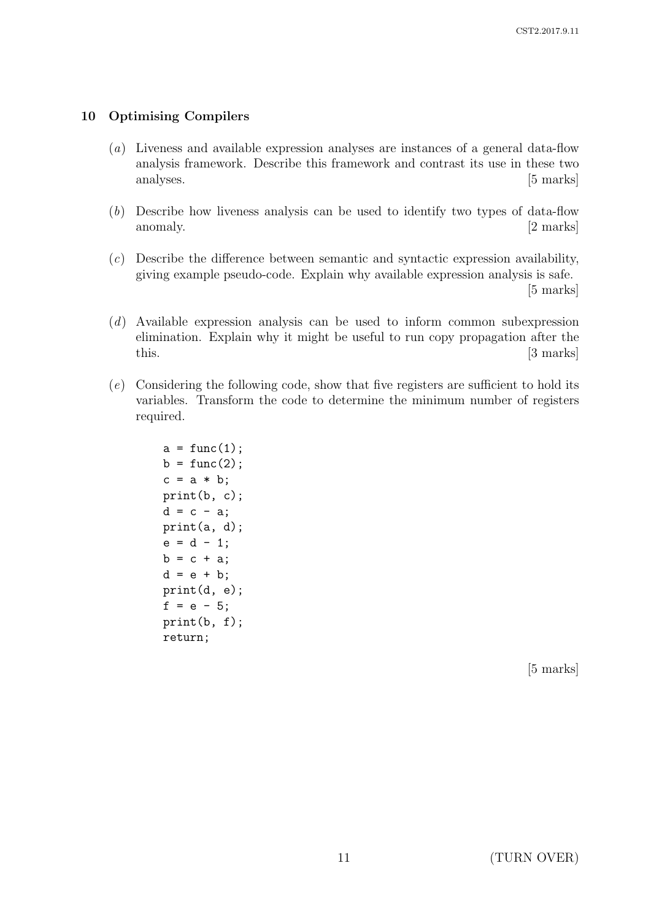## 10 Optimising Compilers

(*a*) Liveness and available expression analyses are instances of a general data-flow analysis framework. Describe this framework and contrast its use in these two analyses. [5 marks]

(*b*) Describe how liveness analysis can be used to identify two types of data-flow anomaly. [2 marks]

(*c*) Describe the difference between semantic and syntactic expression availability, giving example pseudo-code. Explain why available expression analysis is safe. [5 marks]

(*d*) Available expression analysis can be used to inform common subexpression elimination. Explain why it might be useful to run copy propagation after the this. [3 marks]

(*e*) Considering the following code, show that five registers are sufficient to hold its variables. Transform the code to determine the minimum number of registers required.

```
a = func(1);
b = func(2);
c = a * b;
print(b, c);
d = c - a;
print(a, d);
e = d - 1;
b = c + a;
d = e + b;
print(d, e);
f = e - 5;
print(b, f);
return;
```

[5 marks]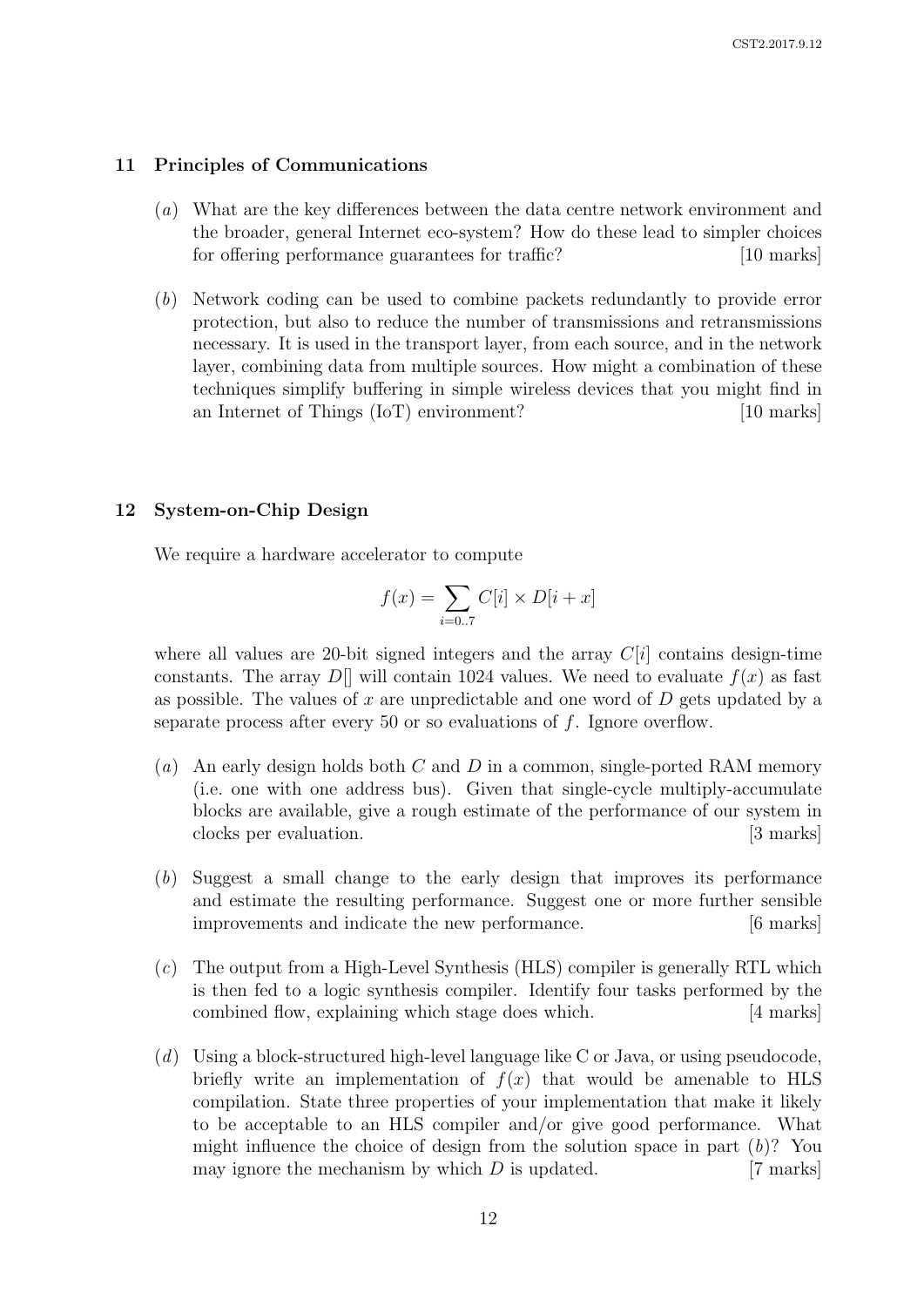## 11 Principles of Communications

(*a*) What are the key differences between the data centre network environment and the broader, general Internet eco-system? How do these lead to simpler choices for offering performance guarantees for traffic? [10 marks]

(*b*) Network coding can be used to combine packets redundantly to provide error protection, but also to reduce the number of transmissions and retransmissions necessary. It is used in the transport layer, from each source, and in the network layer, combining data from multiple sources. How might a combination of these techniques simplify buffering in simple wireless devices that you might find in an Internet of Things (IoT) environment? [10 marks]

## 12 System-on-Chip Design

We require a hardware accelerator to compute

$$f(x) = \sum_{i=0..7} C[i] \times D[i+x]$$

where all values are 20-bit signed integers and the array $C[i]$ contains design-time constants. The array $D[]$ will contain 1024 values. We need to evaluate $f(x)$ as fast as possible. The values of $x$ are unpredictable and one word of $D$ gets updated by a separate process after every 50 or so evaluations of $f$. Ignore overflow.

(*a*) An early design holds both $C$ and $D$ in a common, single-ported RAM memory (i.e. one with one address bus). Given that single-cycle multiply-accumulate blocks are available, give a rough estimate of the performance of our system in clocks per evaluation. [3 marks]

(*b*) Suggest a small change to the early design that improves its performance and estimate the resulting performance. Suggest one or more further sensible improvements and indicate the new performance. [6 marks]

(*c*) The output from a High-Level Synthesis (HLS) compiler is generally RTL which is then fed to a logic synthesis compiler. Identify four tasks performed by the combined flow, explaining which stage does which. [4 marks]

(*d*) Using a block-structured high-level language like C or Java, or using pseudocode, briefly write an implementation of $f(x)$ that would be amenable to HLS compilation. State three properties of your implementation that make it likely to be acceptable to an HLS compiler and/or give good performance. What might influence the choice of design from the solution space in part (*b*)? You may ignore the mechanism by which $D$ is updated. [7 marks]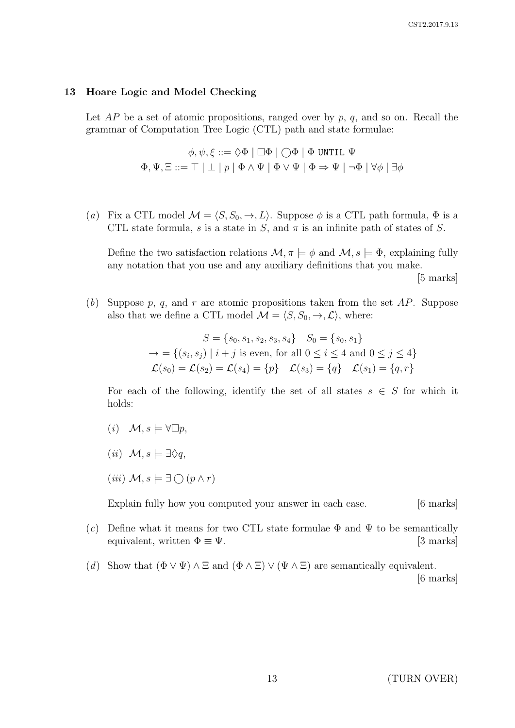## 13 Hoare Logic and Model Checking

Let $AP$ be a set of atomic propositions, ranged over by $p$, $q$, and so on. Recall the grammar of Computation Tree Logic (CTL) path and state formulae:

$$\phi, \psi, \xi ::= \Diamond\Phi \mid \Box\Phi \mid \bigcirc\Phi \mid \Phi \texttt{ UNTIL } \Psi$$
$$\Phi, \Psi, \Xi ::= \top \mid \bot \mid p \mid \Phi \wedge \Psi \mid \Phi \vee \Psi \mid \Phi \Rightarrow \Psi \mid \neg\Phi \mid \forall\phi \mid \exists\phi$$

(*a*) Fix a CTL model $\mathcal{M} = \langle S, S_0, \rightarrow, L\rangle$. Suppose $\phi$ is a CTL path formula, $\Phi$ is a CTL state formula, $s$ is a state in $S$, and $\pi$ is an infinite path of states of $S$.

Define the two satisfaction relations $\mathcal{M}, \pi \models \phi$ and $\mathcal{M}, s \models \Phi$, explaining fully any notation that you use and any auxiliary definitions that you make. [5 marks]

(*b*) Suppose $p$, $q$, and $r$ are atomic propositions taken from the set $AP$. Suppose also that we define a CTL model $\mathcal{M} = \langle S, S_0, \rightarrow, \mathcal{L}\rangle$, where:

$$S = \{s_0, s_1, s_2, s_3, s_4\} \quad S_0 = \{s_0, s_1\}$$
$$\rightarrow = \{(s_i, s_j) \mid i + j \text{ is even, for all } 0 \leq i \leq 4 \text{ and } 0 \leq j \leq 4\}$$
$$\mathcal{L}(s_0) = \mathcal{L}(s_2) = \mathcal{L}(s_4) = \{p\} \quad \mathcal{L}(s_3) = \{q\} \quad \mathcal{L}(s_1) = \{q, r\}$$

For each of the following, identify the set of all states $s \in S$ for which it holds:

(*i*) $\mathcal{M}, s \models \forall\Box p$,

(*ii*) $\mathcal{M}, s \models \exists\Diamond q$,

(*iii*) $\mathcal{M}, s \models \exists \bigcirc (p \wedge r)$

Explain fully how you computed your answer in each case. [6 marks]

(*c*) Define what it means for two CTL state formulae $\Phi$ and $\Psi$ to be semantically equivalent, written $\Phi \equiv \Psi$. [3 marks]

(*d*) Show that $(\Phi \vee \Psi) \wedge \Xi$ and $(\Phi \wedge \Xi) \vee (\Psi \wedge \Xi)$ are semantically equivalent. [6 marks]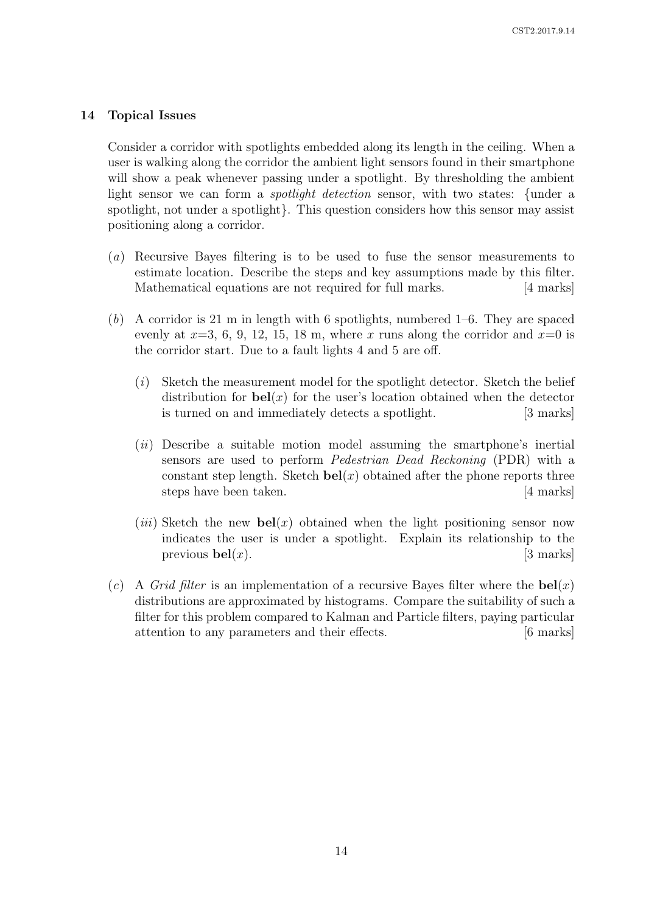## 14 Topical Issues

Consider a corridor with spotlights embedded along its length in the ceiling. When a user is walking along the corridor the ambient light sensors found in their smartphone will show a peak whenever passing under a spotlight. By thresholding the ambient light sensor we can form a *spotlight detection* sensor, with two states: {under a spotlight, not under a spotlight}. This question considers how this sensor may assist positioning along a corridor.

(*a*) Recursive Bayes filtering is to be used to fuse the sensor measurements to estimate location. Describe the steps and key assumptions made by this filter. Mathematical equations are not required for full marks. [4 marks]

(*b*) A corridor is 21 m in length with 6 spotlights, numbered 1–6. They are spaced evenly at $x$=3, 6, 9, 12, 15, 18 m, where $x$ runs along the corridor and $x$=0 is the corridor start. Due to a fault lights 4 and 5 are off.

  (*i*) Sketch the measurement model for the spotlight detector. Sketch the belief distribution for $\mathbf{bel}(x)$ for the user's location obtained when the detector is turned on and immediately detects a spotlight. [3 marks]

  (*ii*) Describe a suitable motion model assuming the smartphone's inertial sensors are used to perform *Pedestrian Dead Reckoning* (PDR) with a constant step length. Sketch $\mathbf{bel}(x)$ obtained after the phone reports three steps have been taken. [4 marks]

  (*iii*) Sketch the new $\mathbf{bel}(x)$ obtained when the light positioning sensor now indicates the user is under a spotlight. Explain its relationship to the previous $\mathbf{bel}(x)$. [3 marks]

(*c*) A *Grid filter* is an implementation of a recursive Bayes filter where the $\mathbf{bel}(x)$ distributions are approximated by histograms. Compare the suitability of such a filter for this problem compared to Kalman and Particle filters, paying particular attention to any parameters and their effects. [6 marks]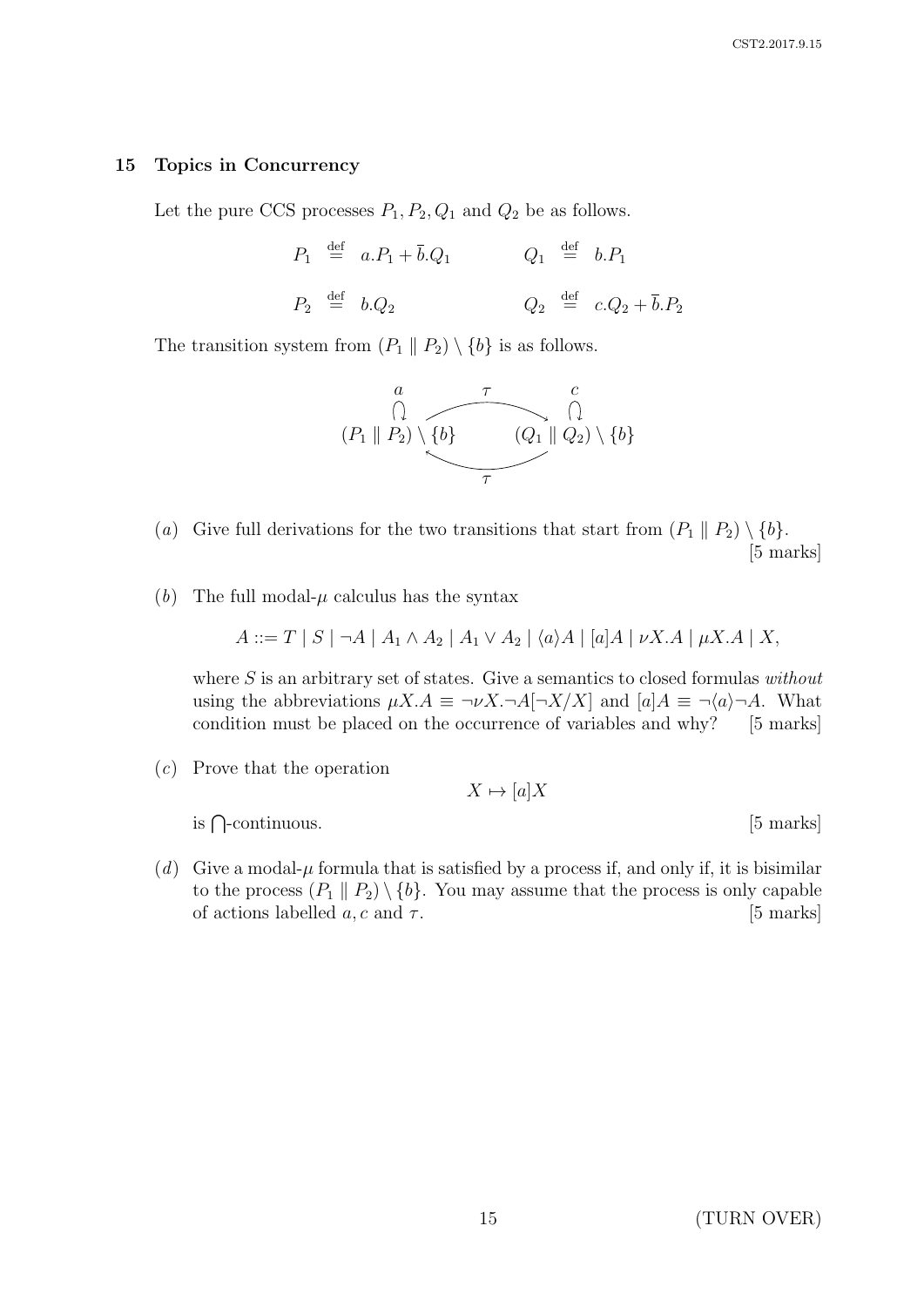## 15 Topics in Concurrency

Let the pure CCS processes $P_1, P_2, Q_1$ and $Q_2$ be as follows.

$$P_1 \stackrel{\text{def}}{=} a.P_1 + \bar{b}.Q_1 \qquad\qquad Q_1 \stackrel{\text{def}}{=} b.P_1$$

$$P_2 \stackrel{\text{def}}{=} b.Q_2 \qquad\qquad Q_2 \stackrel{\text{def}}{=} c.Q_2 + \bar{b}.P_2$$

The transition system from $(P_1 \parallel P_2) \setminus \{b\}$ is as follows.

$$\overset{a}{\circlearrowleft} \qquad\qquad\qquad\qquad \overset{c}{\circlearrowleft}$$

$$(P_1 \parallel P_2) \setminus \{b\} \;\underset{\tau}{\overset{\tau}{\rightleftarrows}}\; (Q_1 \parallel Q_2) \setminus \{b\}$$

(*a*) Give full derivations for the two transitions that start from $(P_1 \parallel P_2) \setminus \{b\}$. [5 marks]

(*b*) The full modal-$\mu$ calculus has the syntax

$$A ::= T \mid S \mid \neg A \mid A_1 \wedge A_2 \mid A_1 \vee A_2 \mid \langle a \rangle A \mid [a]A \mid \nu X.A \mid \mu X.A \mid X,$$

where $S$ is an arbitrary set of states. Give a semantics to closed formulas *without* using the abbreviations $\mu X.A \equiv \neg \nu X.\neg A[\neg X/X]$ and $[a]A \equiv \neg\langle a \rangle \neg A$. What condition must be placed on the occurrence of variables and why? [5 marks]

(*c*) Prove that the operation

$$X \mapsto [a]X$$

is $\bigcap$-continuous. [5 marks]

(*d*) Give a modal-$\mu$ formula that is satisfied by a process if, and only if, it is bisimilar to the process $(P_1 \parallel P_2) \setminus \{b\}$. You may assume that the process is only capable of actions labelled $a, c$ and $\tau$. [5 marks]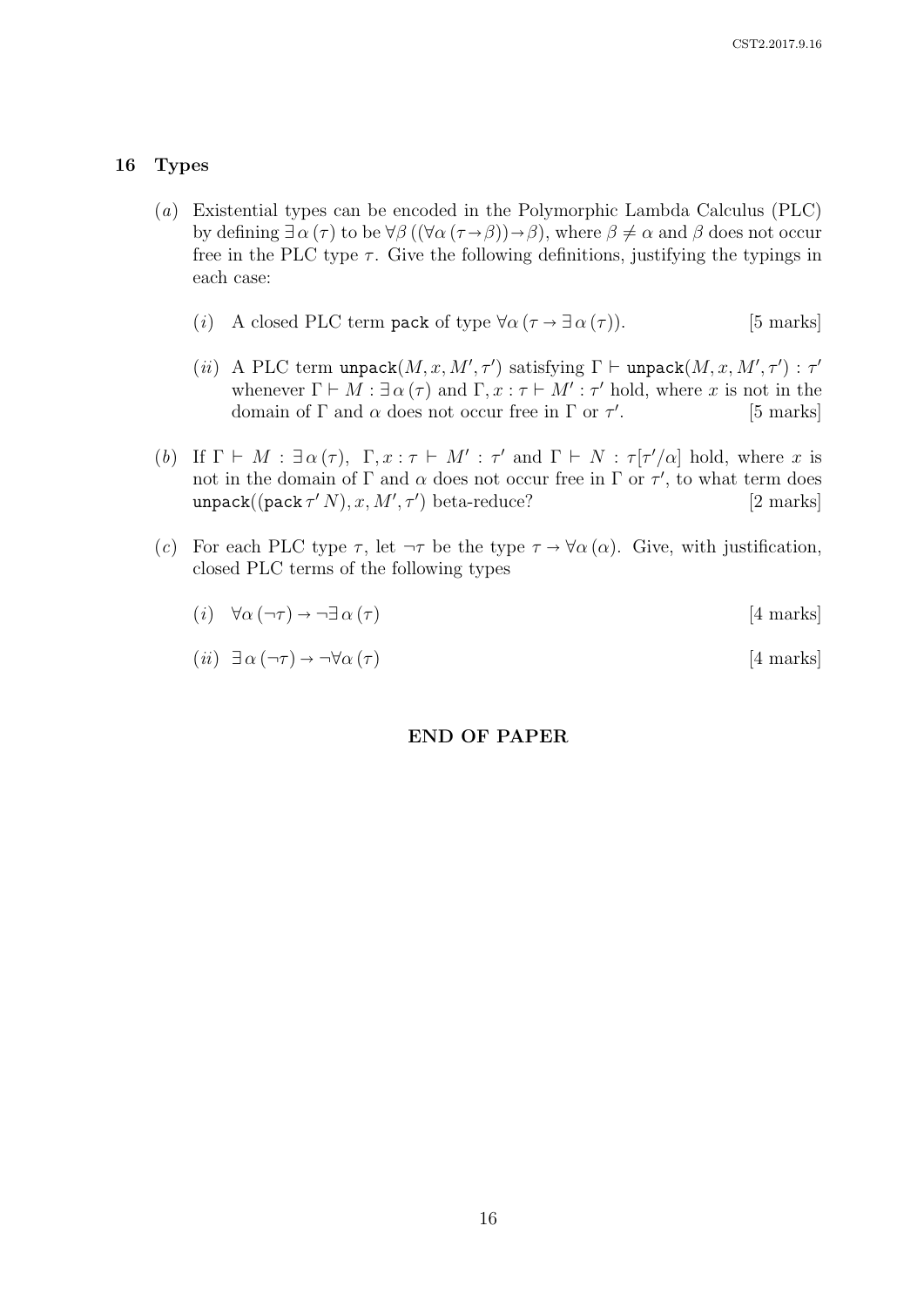## 16 Types

(*a*) Existential types can be encoded in the Polymorphic Lambda Calculus (PLC) by defining $\exists\,\alpha\,(\tau)$ to be $\forall\beta\,((\forall\alpha\,(\tau\to\beta))\to\beta)$, where $\beta \neq \alpha$ and $\beta$ does not occur free in the PLC type $\tau$. Give the following definitions, justifying the typings in each case:

(*i*) A closed PLC term pack of type $\forall\alpha\,(\tau \to \exists\,\alpha\,(\tau))$. [5 marks]

(*ii*) A PLC term $\mathtt{unpack}(M, x, M', \tau')$ satisfying $\Gamma \vdash \mathtt{unpack}(M, x, M', \tau') : \tau'$ whenever $\Gamma \vdash M : \exists\,\alpha\,(\tau)$ and $\Gamma, x : \tau \vdash M' : \tau'$ hold, where $x$ is not in the domain of $\Gamma$ and $\alpha$ does not occur free in $\Gamma$ or $\tau'$. [5 marks]

(*b*) If $\Gamma \vdash M : \exists\,\alpha\,(\tau)$, $\Gamma, x : \tau \vdash M' : \tau'$ and $\Gamma \vdash N : \tau[\tau'/\alpha]$ hold, where $x$ is not in the domain of $\Gamma$ and $\alpha$ does not occur free in $\Gamma$ or $\tau'$, to what term does $\mathtt{unpack}((\mathtt{pack}\,\tau'\,N), x, M', \tau')$ beta-reduce? [2 marks]

(*c*) For each PLC type $\tau$, let $\neg\tau$ be the type $\tau \to \forall\alpha\,(\alpha)$. Give, with justification, closed PLC terms of the following types

(*i*) $\forall\alpha\,(\neg\tau) \to \neg\exists\,\alpha\,(\tau)$ [4 marks]

(*ii*) $\exists\,\alpha\,(\neg\tau) \to \neg\forall\alpha\,(\tau)$ [4 marks]

**END OF PAPER**